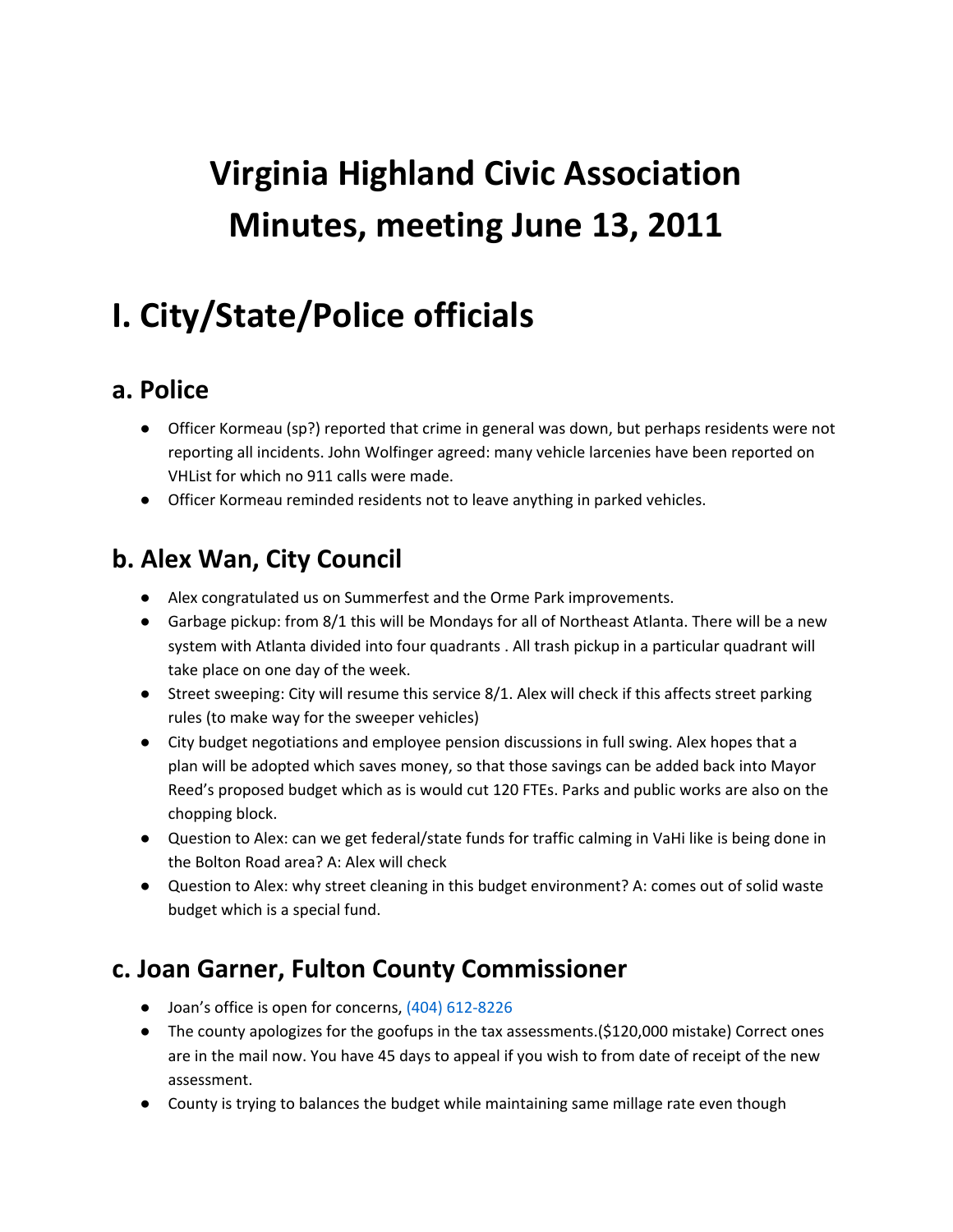# Virginia Highland Civic Association Minutes, meeting June 13, 2011

# I. City/State/Police officials

## a. Police

- Officer Kormeau (sp?) reported that crime in general was down, but perhaps residents were not reporting all incidents. John Wolfinger agreed: many vehicle larcenies have been reported on VHList for which no 911 calls were made.
- Officer Kormeau reminded residents not to leave anything in parked vehicles.

## b. Alex Wan, City Council

- Alex congratulated us on Summerfest and the Orme Park improvements.
- Garbage pickup: from 8/1 this will be Mondays for all of Northeast Atlanta. There will be a new system with Atlanta divided into four quadrants . All trash pickup in a particular quadrant will take place on one day of the week.
- Street sweeping: City will resume this service 8/1. Alex will check if this affects street parking rules (to make way for the sweeper vehicles)
- City budget negotiations and employee pension discussions in full swing. Alex hopes that a plan will be adopted which saves money, so that those savings can be added back into Mayor Reed's proposed budget which as is would cut 120 FTEs. Parks and public works are also on the chopping block.
- Question to Alex: can we get federal/state funds for traffic calming in VaHi like is being done in the Bolton Road area? A: Alex will check
- Question to Alex: why street cleaning in this budget environment? A: comes out of solid waste budget which is a special fund.

## c. Joan Garner, Fulton County Commissioner

- Joan's office is open for concerns, (404) 612-8226
- The county apologizes for the goofups in the tax assessments.($120,000 mistake) Correct ones are in the mail now. You have 45 days to appeal if you wish to from date of receipt of the new assessment.
- County is trying to balances the budget while maintaining same millage rate even though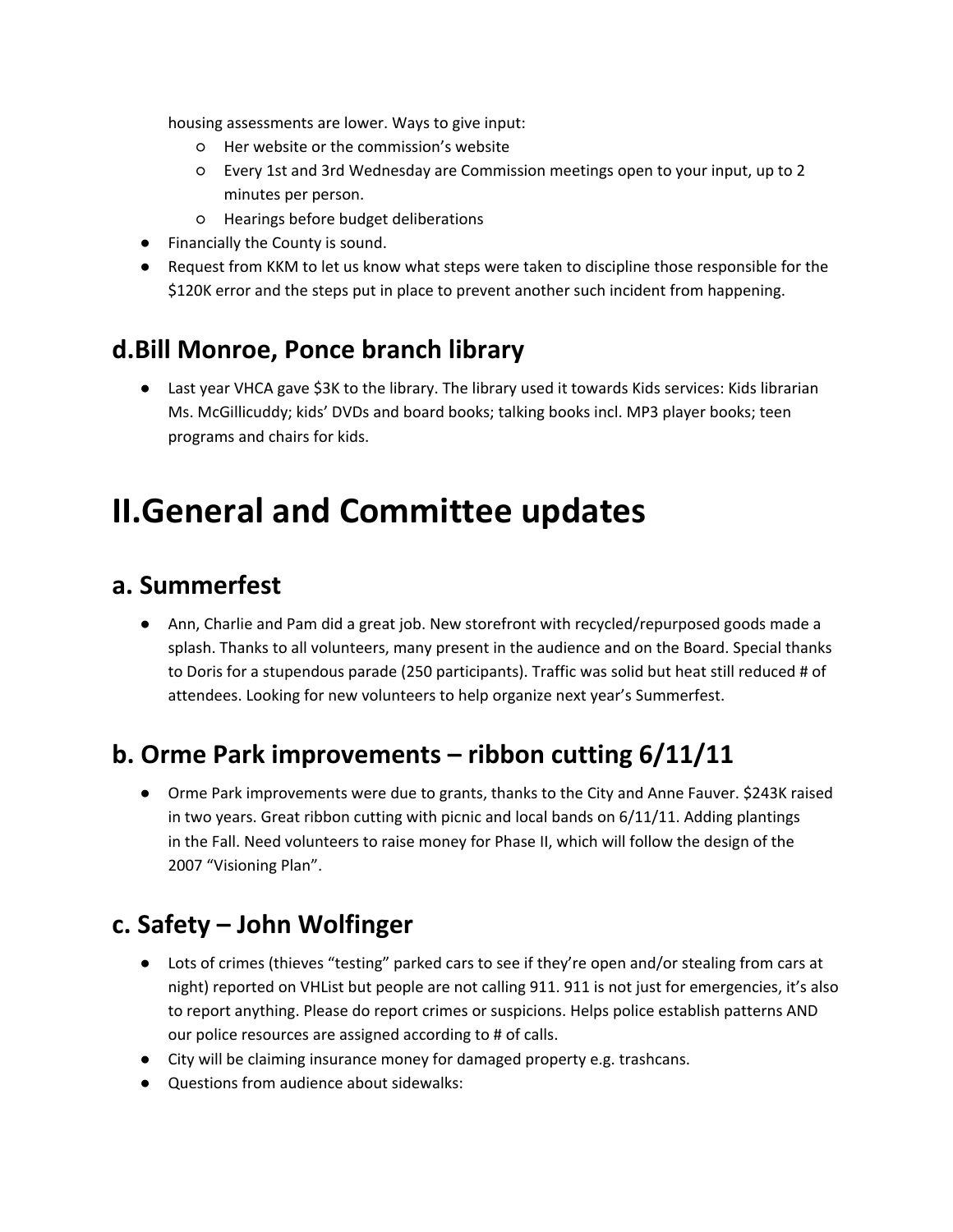housing assessments are lower. Ways to give input:

    - Her website or the commission's website
    - Every 1st and 3rd Wednesday are Commission meetings open to your input, up to 2 minutes per person.
    - Hearings before budget deliberations

- Financially the County is sound.
- Request from KKM to let us know what steps were taken to discipline those responsible for the $120K error and the steps put in place to prevent another such incident from happening.

## d.Bill Monroe, Ponce branch library

- Last year VHCA gave $3K to the library. The library used it towards Kids services: Kids librarian Ms. McGillicuddy; kids' DVDs and board books; talking books incl. MP3 player books; teen programs and chairs for kids.

# II.General and Committee updates

## a. Summerfest

- Ann, Charlie and Pam did a great job. New storefront with recycled/repurposed goods made a splash. Thanks to all volunteers, many present in the audience and on the Board. Special thanks to Doris for a stupendous parade (250 participants). Traffic was solid but heat still reduced # of attendees. Looking for new volunteers to help organize next year's Summerfest.

## b. Orme Park improvements – ribbon cutting 6/11/11

- Orme Park improvements were due to grants, thanks to the City and Anne Fauver. $243K raised in two years. Great ribbon cutting with picnic and local bands on 6/11/11. Adding plantings in the Fall. Need volunteers to raise money for Phase II, which will follow the design of the 2007 "Visioning Plan".

## c. Safety – John Wolfinger

- Lots of crimes (thieves "testing" parked cars to see if they're open and/or stealing from cars at night) reported on VHList but people are not calling 911. 911 is not just for emergencies, it's also to report anything. Please do report crimes or suspicions. Helps police establish patterns AND our police resources are assigned according to # of calls.
- City will be claiming insurance money for damaged property e.g. trashcans.
- Questions from audience about sidewalks: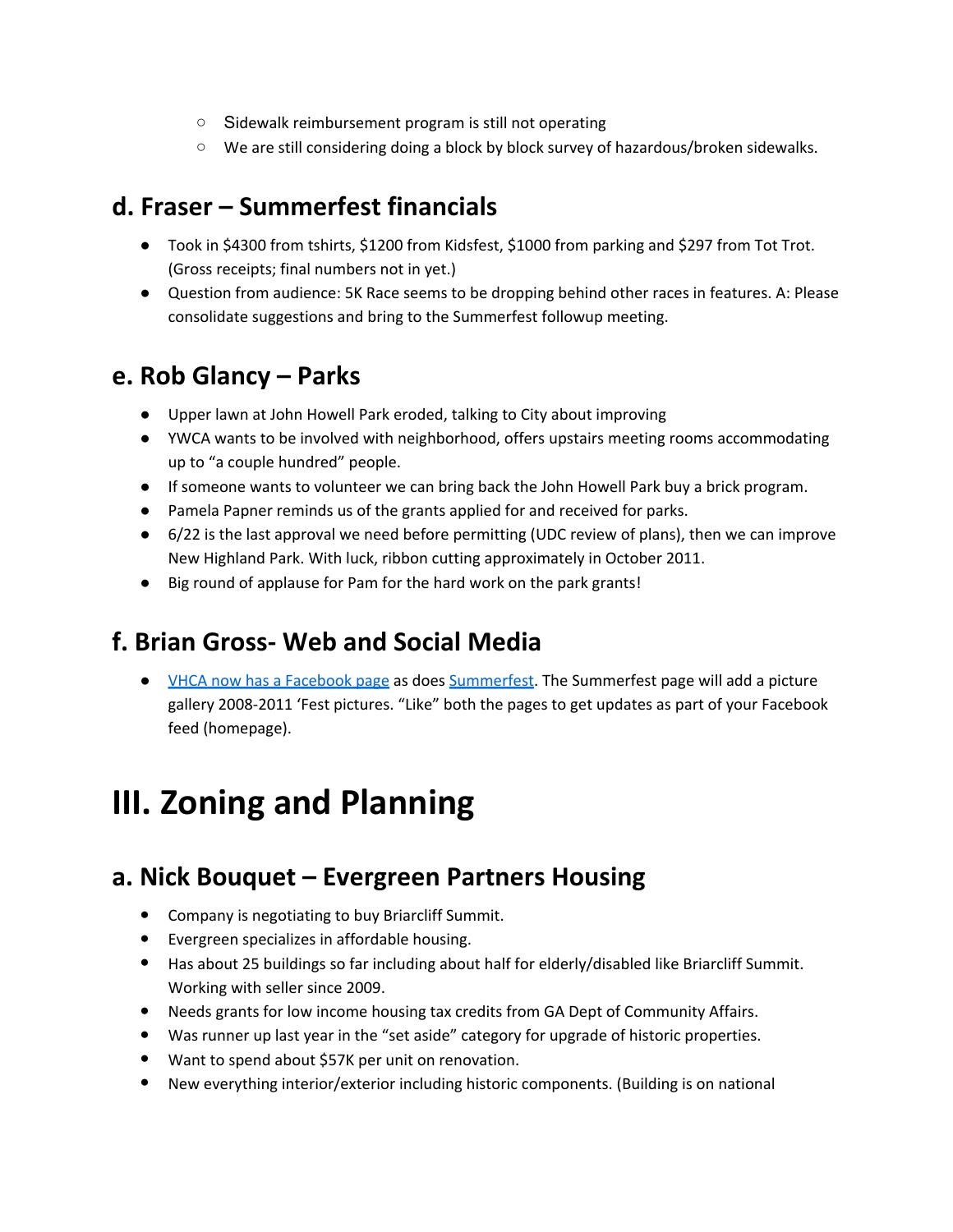- Sidewalk reimbursement program is still not operating
    - We are still considering doing a block by block survey of hazardous/broken sidewalks.

## d. Fraser – Summerfest financials

- Took in $4300 from tshirts, $1200 from Kidsfest, $1000 from parking and $297 from Tot Trot. (Gross receipts; final numbers not in yet.)
- Question from audience: 5K Race seems to be dropping behind other races in features. A: Please consolidate suggestions and bring to the Summerfest followup meeting.

## e. Rob Glancy – Parks

- Upper lawn at John Howell Park eroded, talking to City about improving
- YWCA wants to be involved with neighborhood, offers upstairs meeting rooms accommodating up to "a couple hundred" people.
- If someone wants to volunteer we can bring back the John Howell Park buy a brick program.
- Pamela Papner reminds us of the grants applied for and received for parks.
- 6/22 is the last approval we need before permitting (UDC review of plans), then we can improve New Highland Park. With luck, ribbon cutting approximately in October 2011.
- Big round of applause for Pam for the hard work on the park grants!

## f. Brian Gross- Web and Social Media

- VHCA now has a Facebook page as does Summerfest. The Summerfest page will add a picture gallery 2008-2011 'Fest pictures. "Like" both the pages to get updates as part of your Facebook feed (homepage).

# III. Zoning and Planning

## a. Nick Bouquet – Evergreen Partners Housing

- Company is negotiating to buy Briarcliff Summit.
- Evergreen specializes in affordable housing.
- Has about 25 buildings so far including about half for elderly/disabled like Briarcliff Summit. Working with seller since 2009.
- Needs grants for low income housing tax credits from GA Dept of Community Affairs.
- Was runner up last year in the "set aside" category for upgrade of historic properties.
- Want to spend about $57K per unit on renovation.
- New everything interior/exterior including historic components. (Building is on national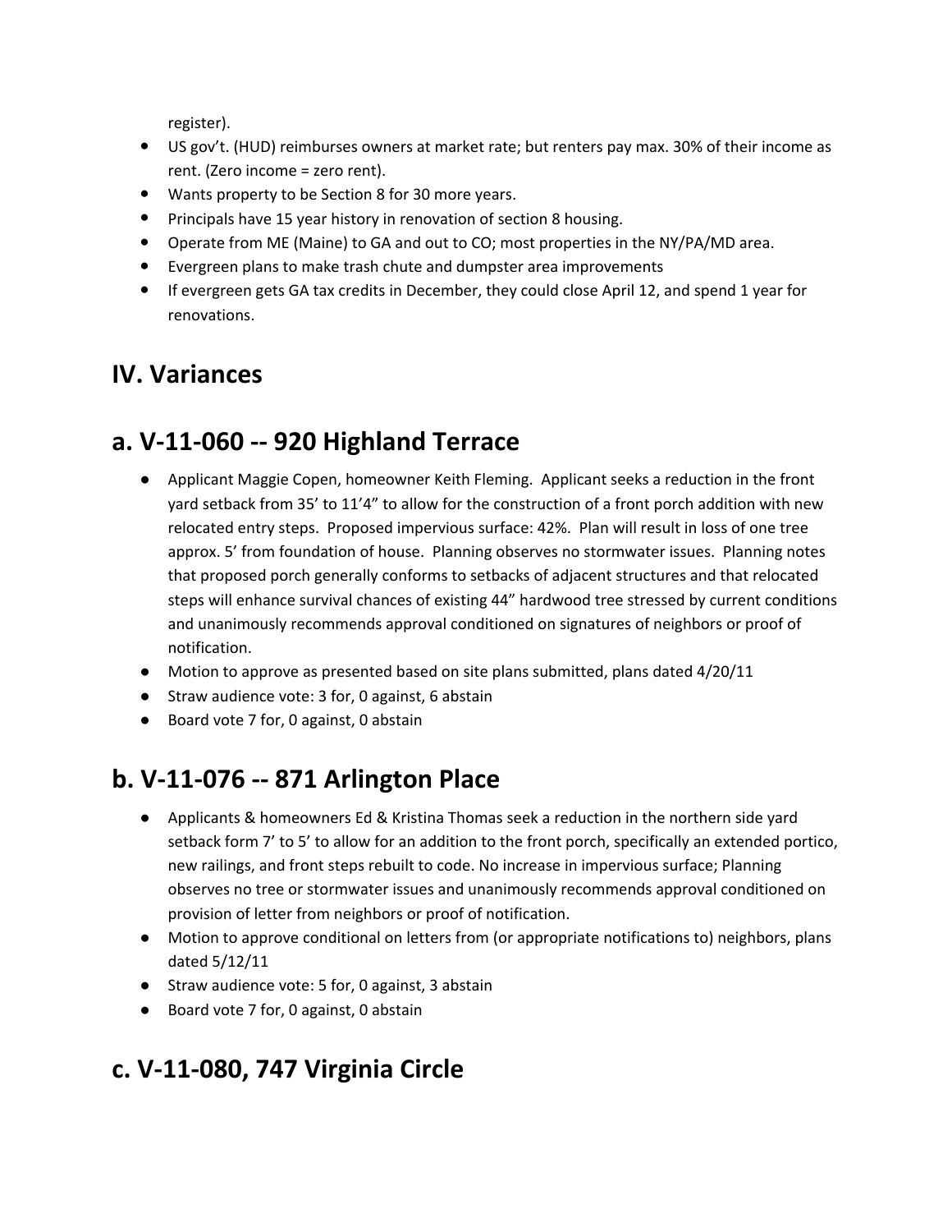register).

- US gov't. (HUD) reimburses owners at market rate; but renters pay max. 30% of their income as rent. (Zero income = zero rent).
- Wants property to be Section 8 for 30 more years.
- Principals have 15 year history in renovation of section 8 housing.
- Operate from ME (Maine) to GA and out to CO; most properties in the NY/PA/MD area.
- Evergreen plans to make trash chute and dumpster area improvements
- If evergreen gets GA tax credits in December, they could close April 12, and spend 1 year for renovations.

# IV. Variances

# a. V-11-060 -- 920 Highland Terrace

- Applicant Maggie Copen, homeowner Keith Fleming. Applicant seeks a reduction in the front yard setback from 35' to 11'4" to allow for the construction of a front porch addition with new relocated entry steps. Proposed impervious surface: 42%. Plan will result in loss of one tree approx. 5' from foundation of house. Planning observes no stormwater issues. Planning notes that proposed porch generally conforms to setbacks of adjacent structures and that relocated steps will enhance survival chances of existing 44" hardwood tree stressed by current conditions and unanimously recommends approval conditioned on signatures of neighbors or proof of notification.
- Motion to approve as presented based on site plans submitted, plans dated 4/20/11
- Straw audience vote: 3 for, 0 against, 6 abstain
- Board vote 7 for, 0 against, 0 abstain

# b. V-11-076 -- 871 Arlington Place

- Applicants & homeowners Ed & Kristina Thomas seek a reduction in the northern side yard setback form 7' to 5' to allow for an addition to the front porch, specifically an extended portico, new railings, and front steps rebuilt to code. No increase in impervious surface; Planning observes no tree or stormwater issues and unanimously recommends approval conditioned on provision of letter from neighbors or proof of notification.
- Motion to approve conditional on letters from (or appropriate notifications to) neighbors, plans dated 5/12/11
- Straw audience vote: 5 for, 0 against, 3 abstain
- Board vote 7 for, 0 against, 0 abstain

# c. V-11-080, 747 Virginia Circle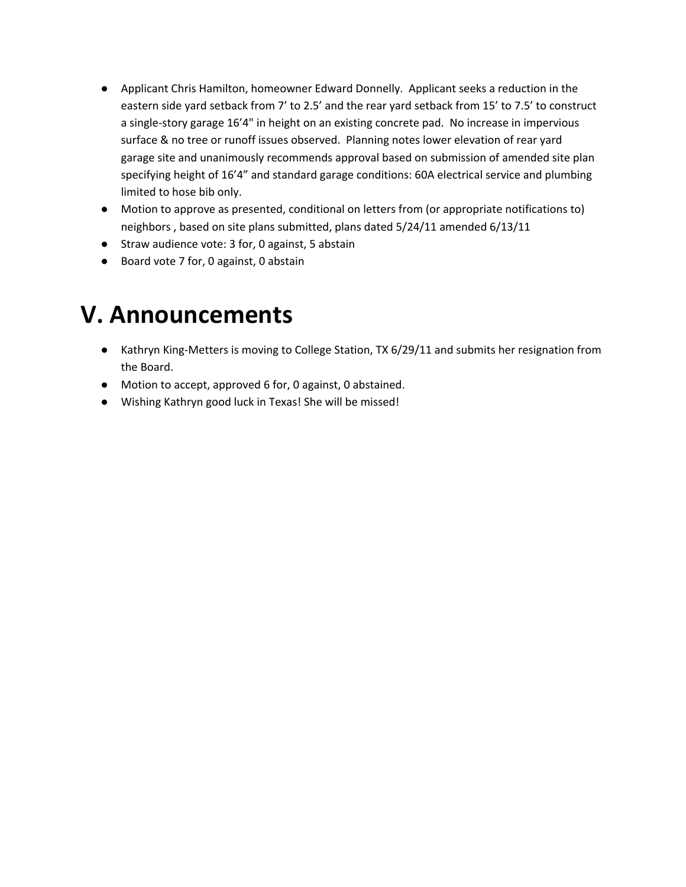- Applicant Chris Hamilton, homeowner Edward Donnelly. Applicant seeks a reduction in the eastern side yard setback from 7’ to 2.5’ and the rear yard setback from 15’ to 7.5’ to construct a single-story garage 16’4" in height on an existing concrete pad. No increase in impervious surface & no tree or runoff issues observed. Planning notes lower elevation of rear yard garage site and unanimously recommends approval based on submission of amended site plan specifying height of 16’4” and standard garage conditions: 60A electrical service and plumbing limited to hose bib only.
- Motion to approve as presented, conditional on letters from (or appropriate notifications to) neighbors , based on site plans submitted, plans dated 5/24/11 amended 6/13/11
- Straw audience vote: 3 for, 0 against, 5 abstain
- Board vote 7 for, 0 against, 0 abstain

# V. Announcements

- Kathryn King-Metters is moving to College Station, TX 6/29/11 and submits her resignation from the Board.
- Motion to accept, approved 6 for, 0 against, 0 abstained.
- Wishing Kathryn good luck in Texas! She will be missed!